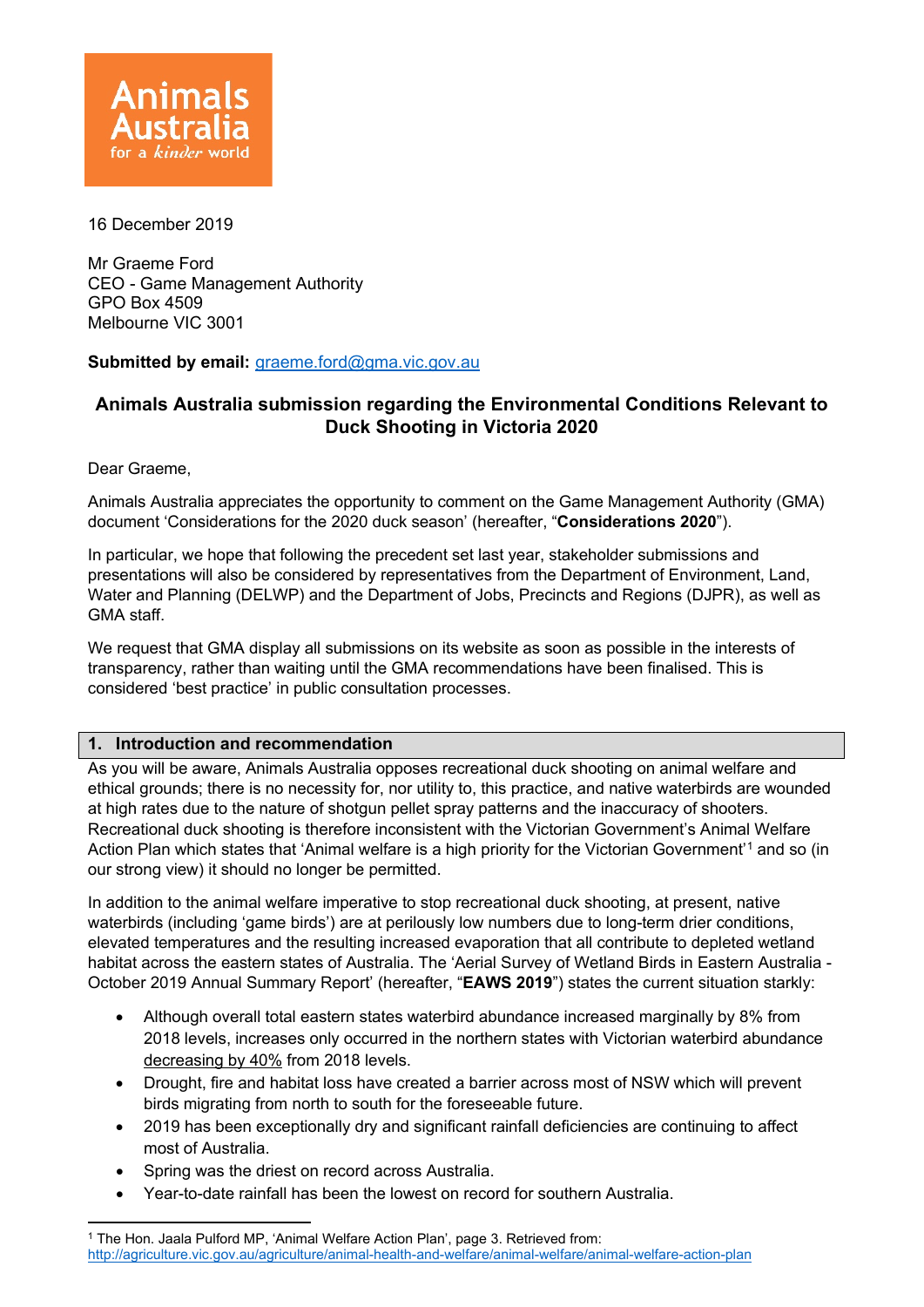16 December 2019

Mr Graeme Ford
CEO - Game Management Authority
GPO Box 4509
Melbourne VIC 3001

**Submitted by email:** graeme.ford@gma.vic.gov.au

## Animals Australia submission regarding the Environmental Conditions Relevant to Duck Shooting in Victoria 2020

Dear Graeme,

Animals Australia appreciates the opportunity to comment on the Game Management Authority (GMA) document 'Considerations for the 2020 duck season' (hereafter, "**Considerations 2020**").

In particular, we hope that following the precedent set last year, stakeholder submissions and presentations will also be considered by representatives from the Department of Environment, Land, Water and Planning (DELWP) and the Department of Jobs, Precincts and Regions (DJPR), as well as GMA staff.

We request that GMA display all submissions on its website as soon as possible in the interests of transparency, rather than waiting until the GMA recommendations have been finalised. This is considered 'best practice' in public consultation processes.

### 1. Introduction and recommendation

As you will be aware, Animals Australia opposes recreational duck shooting on animal welfare and ethical grounds; there is no necessity for, nor utility to, this practice, and native waterbirds are wounded at high rates due to the nature of shotgun pellet spray patterns and the inaccuracy of shooters. Recreational duck shooting is therefore inconsistent with the Victorian Government's Animal Welfare Action Plan which states that 'Animal welfare is a high priority for the Victorian Government'[1] and so (in our strong view) it should no longer be permitted.

In addition to the animal welfare imperative to stop recreational duck shooting, at present, native waterbirds (including 'game birds') are at perilously low numbers due to long-term drier conditions, elevated temperatures and the resulting increased evaporation that all contribute to depleted wetland habitat across the eastern states of Australia. The 'Aerial Survey of Wetland Birds in Eastern Australia - October 2019 Annual Summary Report' (hereafter, "**EAWS 2019**") states the current situation starkly:

- Although overall total eastern states waterbird abundance increased marginally by 8% from 2018 levels, increases only occurred in the northern states with Victorian waterbird abundance decreasing by 40% from 2018 levels.
- Drought, fire and habitat loss have created a barrier across most of NSW which will prevent birds migrating from north to south for the foreseeable future.
- 2019 has been exceptionally dry and significant rainfall deficiencies are continuing to affect most of Australia.
- Spring was the driest on record across Australia.
- Year-to-date rainfall has been the lowest on record for southern Australia.

[1] The Hon. Jaala Pulford MP, 'Animal Welfare Action Plan', page 3. Retrieved from: http://agriculture.vic.gov.au/agriculture/animal-health-and-welfare/animal-welfare/animal-welfare-action-plan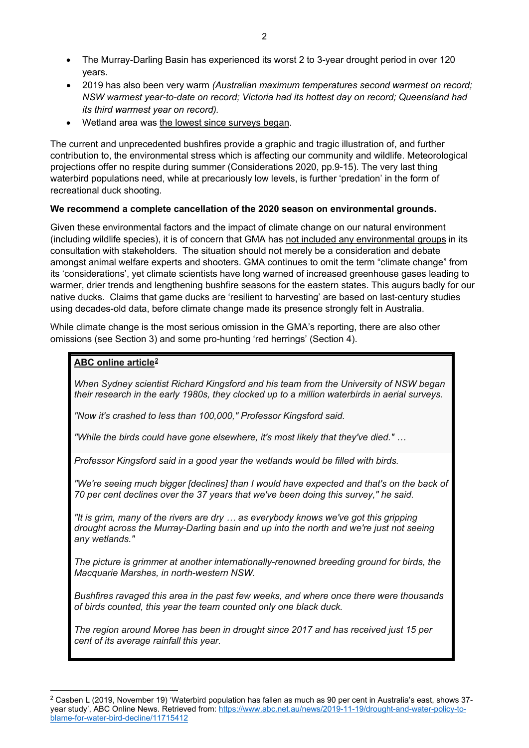- The Murray-Darling Basin has experienced its worst 2 to 3-year drought period in over 120 years.
- 2019 has also been very warm *(Australian maximum temperatures second warmest on record; NSW warmest year-to-date on record; Victoria had its hottest day on record; Queensland had its third warmest year on record).*
- Wetland area was the lowest since surveys began.

The current and unprecedented bushfires provide a graphic and tragic illustration of, and further contribution to, the environmental stress which is affecting our community and wildlife. Meteorological projections offer no respite during summer (Considerations 2020, pp.9-15). The very last thing waterbird populations need, while at precariously low levels, is further 'predation' in the form of recreational duck shooting.

**We recommend a complete cancellation of the 2020 season on environmental grounds.**

Given these environmental factors and the impact of climate change on our natural environment (including wildlife species), it is of concern that GMA has not included any environmental groups in its consultation with stakeholders. The situation should not merely be a consideration and debate amongst animal welfare experts and shooters. GMA continues to omit the term "climate change" from its 'considerations', yet climate scientists have long warned of increased greenhouse gases leading to warmer, drier trends and lengthening bushfire seasons for the eastern states. This augurs badly for our native ducks. Claims that game ducks are 'resilient to harvesting' are based on last-century studies using decades-old data, before climate change made its presence strongly felt in Australia.

While climate change is the most serious omission in the GMA's reporting, there are also other omissions (see Section 3) and some pro-hunting 'red herrings' (Section 4).

> **ABC online article**[2]
>
> *When Sydney scientist Richard Kingsford and his team from the University of NSW began their research in the early 1980s, they clocked up to a million waterbirds in aerial surveys.*
>
> *"Now it's crashed to less than 100,000," Professor Kingsford said.*
>
> *"While the birds could have gone elsewhere, it's most likely that they've died." …*
>
> *Professor Kingsford said in a good year the wetlands would be filled with birds.*
>
> *"We're seeing much bigger [declines] than I would have expected and that's on the back of 70 per cent declines over the 37 years that we've been doing this survey," he said.*
>
> *"It is grim, many of the rivers are dry … as everybody knows we've got this gripping drought across the Murray-Darling basin and up into the north and we're just not seeing any wetlands."*
>
> *The picture is grimmer at another internationally-renowned breeding ground for birds, the Macquarie Marshes, in north-western NSW.*
>
> *Bushfires ravaged this area in the past few weeks, and where once there were thousands of birds counted, this year the team counted only one black duck.*
>
> *The region around Moree has been in drought since 2017 and has received just 15 per cent of its average rainfall this year.*

[2] Casben L (2019, November 19) 'Waterbird population has fallen as much as 90 per cent in Australia's east, shows 37-year study', ABC Online News. Retrieved from: https://www.abc.net.au/news/2019-11-19/drought-and-water-policy-to-blame-for-water-bird-decline/11715412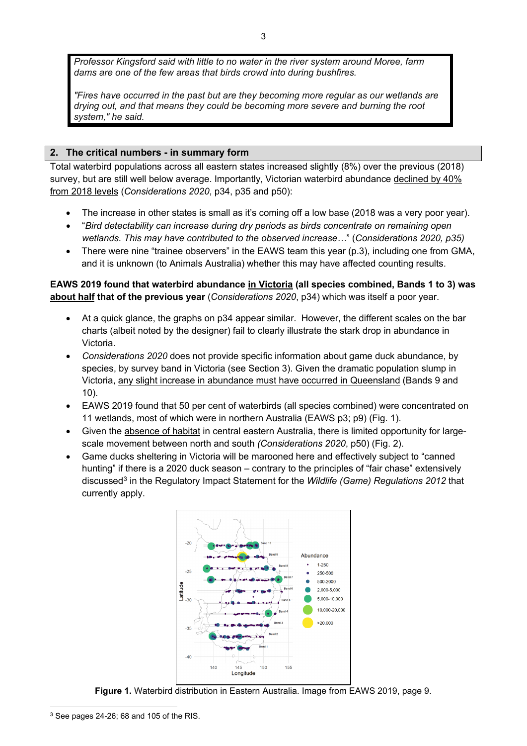> *Professor Kingsford said with little to no water in the river system around Moree, farm dams are one of the few areas that birds crowd into during bushfires.*
>
> *"Fires have occurred in the past but are they becoming more regular as our wetlands are drying out, and that means they could be becoming more severe and burning the root system," he said.*

## 2. The critical numbers - in summary form

Total waterbird populations across all eastern states increased slightly (8%) over the previous (2018) survey, but are still well below average. Importantly, Victorian waterbird abundance declined by 40% from 2018 levels (*Considerations 2020*, p34, p35 and p50):

- The increase in other states is small as it's coming off a low base (2018 was a very poor year).
- "*Bird detectability can increase during dry periods as birds concentrate on remaining open wetlands. This may have contributed to the observed increase…*" (*Considerations 2020, p35)*
- There were nine "trainee observers" in the EAWS team this year (p.3), including one from GMA, and it is unknown (to Animals Australia) whether this may have affected counting results.

**EAWS 2019 found that waterbird abundance in Victoria (all species combined, Bands 1 to 3) was about half that of the previous year** (*Considerations 2020*, p34) which was itself a poor year.

- At a quick glance, the graphs on p34 appear similar. However, the different scales on the bar charts (albeit noted by the designer) fail to clearly illustrate the stark drop in abundance in Victoria.
- *Considerations 2020* does not provide specific information about game duck abundance, by species, by survey band in Victoria (see Section 3). Given the dramatic population slump in Victoria, any slight increase in abundance must have occurred in Queensland (Bands 9 and 10).
- EAWS 2019 found that 50 per cent of waterbirds (all species combined) were concentrated on 11 wetlands, most of which were in northern Australia (EAWS p3; p9) (Fig. 1).
- Given the absence of habitat in central eastern Australia, there is limited opportunity for large-scale movement between north and south *(Considerations 2020*, p50) (Fig. 2).
- Game ducks sheltering in Victoria will be marooned here and effectively subject to "canned hunting" if there is a 2020 duck season – contrary to the principles of "fair chase" extensively discussed[3] in the Regulatory Impact Statement for the *Wildlife (Game) Regulations 2012* that currently apply.

**Figure 1.** Waterbird distribution in Eastern Australia. Image from EAWS 2019, page 9.

[3] See pages 24-26; 68 and 105 of the RIS.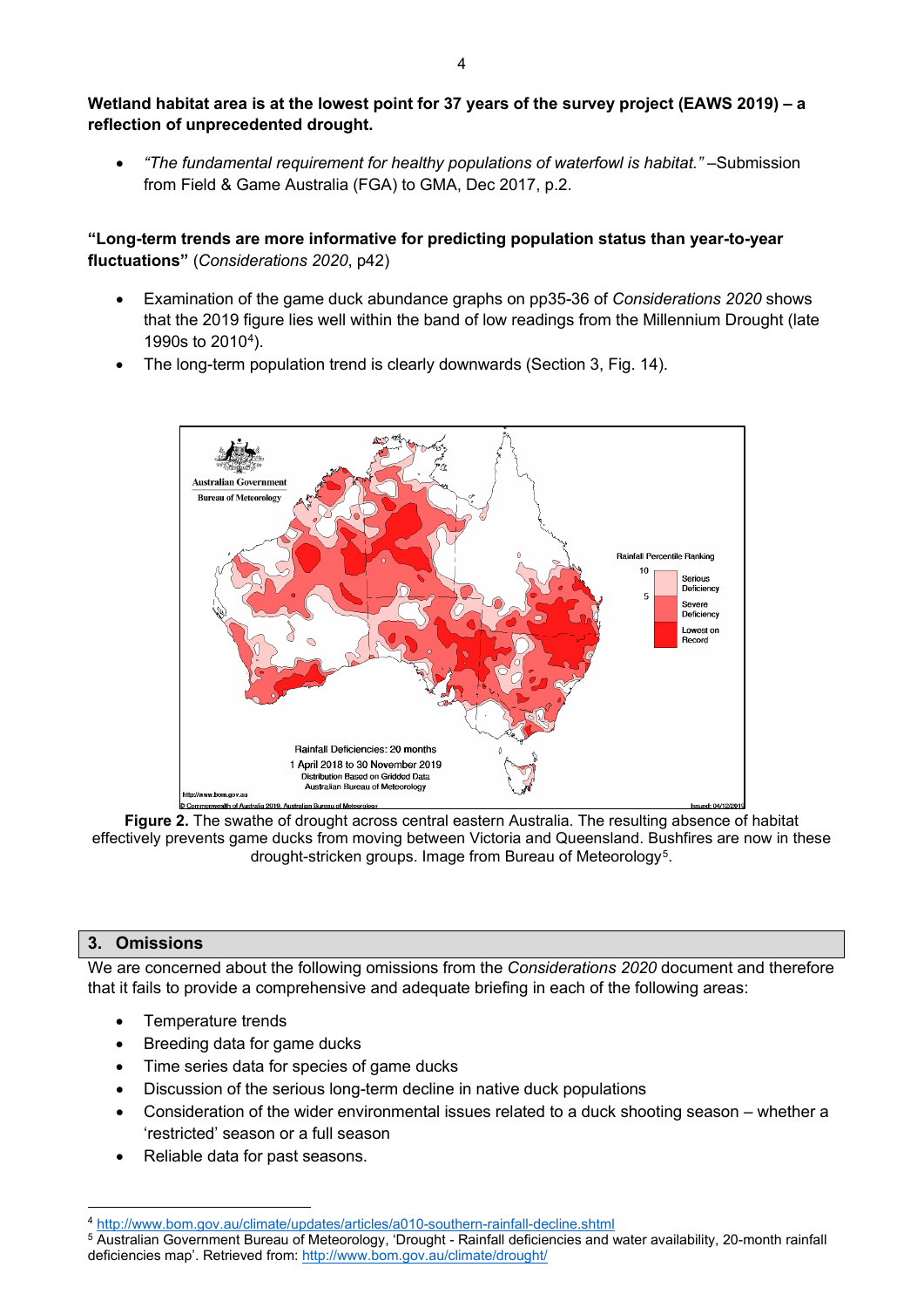**Wetland habitat area is at the lowest point for 37 years of the survey project (EAWS 2019) – a reflection of unprecedented drought.**

- *"The fundamental requirement for healthy populations of waterfowl is habitat."* –Submission from Field & Game Australia (FGA) to GMA, Dec 2017, p.2.

**"Long-term trends are more informative for predicting population status than year-to-year fluctuations"** (*Considerations 2020*, p42)

- Examination of the game duck abundance graphs on pp35-36 of *Considerations 2020* shows that the 2019 figure lies well within the band of low readings from the Millennium Drought (late 1990s to 2010[4]).
- The long-term population trend is clearly downwards (Section 3, Fig. 14).

**Figure 2.** The swathe of drought across central eastern Australia. The resulting absence of habitat effectively prevents game ducks from moving between Victoria and Queensland. Bushfires are now in these drought-stricken groups. Image from Bureau of Meteorology[5].

## 3. Omissions

We are concerned about the following omissions from the *Considerations 2020* document and therefore that it fails to provide a comprehensive and adequate briefing in each of the following areas:

- Temperature trends
- Breeding data for game ducks
- Time series data for species of game ducks
- Discussion of the serious long-term decline in native duck populations
- Consideration of the wider environmental issues related to a duck shooting season – whether a 'restricted' season or a full season
- Reliable data for past seasons.

---

[4] http://www.bom.gov.au/climate/updates/articles/a010-southern-rainfall-decline.shtml

[5] Australian Government Bureau of Meteorology, 'Drought - Rainfall deficiencies and water availability, 20-month rainfall deficiencies map'. Retrieved from: http://www.bom.gov.au/climate/drought/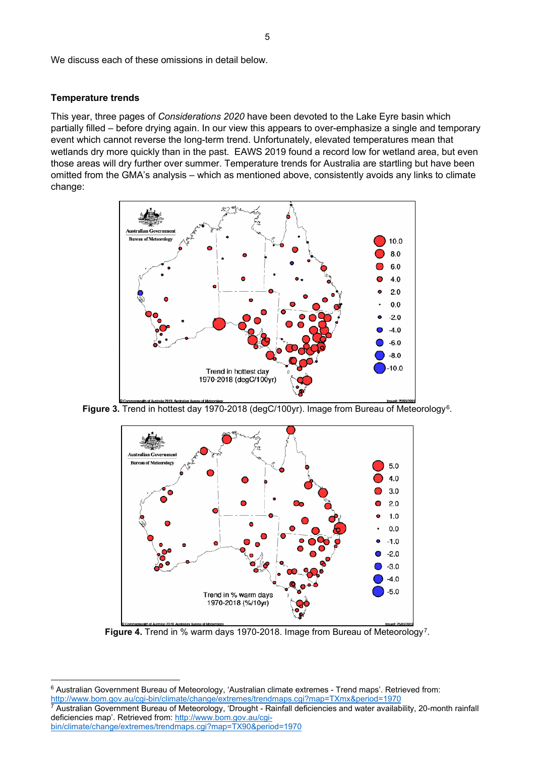We discuss each of these omissions in detail below.

**Temperature trends**

This year, three pages of *Considerations 2020* have been devoted to the Lake Eyre basin which partially filled – before drying again. In our view this appears to over-emphasize a single and temporary event which cannot reverse the long-term trend. Unfortunately, elevated temperatures mean that wetlands dry more quickly than in the past. EAWS 2019 found a record low for wetland area, but even those areas will dry further over summer. Temperature trends for Australia are startling but have been omitted from the GMA's analysis – which as mentioned above, consistently avoids any links to climate change:

**Figure 3.** Trend in hottest day 1970-2018 (degC/100yr). Image from Bureau of Meteorology[6].

**Figure 4.** Trend in % warm days 1970-2018. Image from Bureau of Meteorology[7].

---

[6] Australian Government Bureau of Meteorology, 'Australian climate extremes - Trend maps'. Retrieved from: http://www.bom.gov.au/cgi-bin/climate/change/extremes/trendmaps.cgi?map=TXmx&period=1970

[7] Australian Government Bureau of Meteorology, 'Drought - Rainfall deficiencies and water availability, 20-month rainfall deficiencies map'. Retrieved from: http://www.bom.gov.au/cgi-bin/climate/change/extremes/trendmaps.cgi?map=TX90&period=1970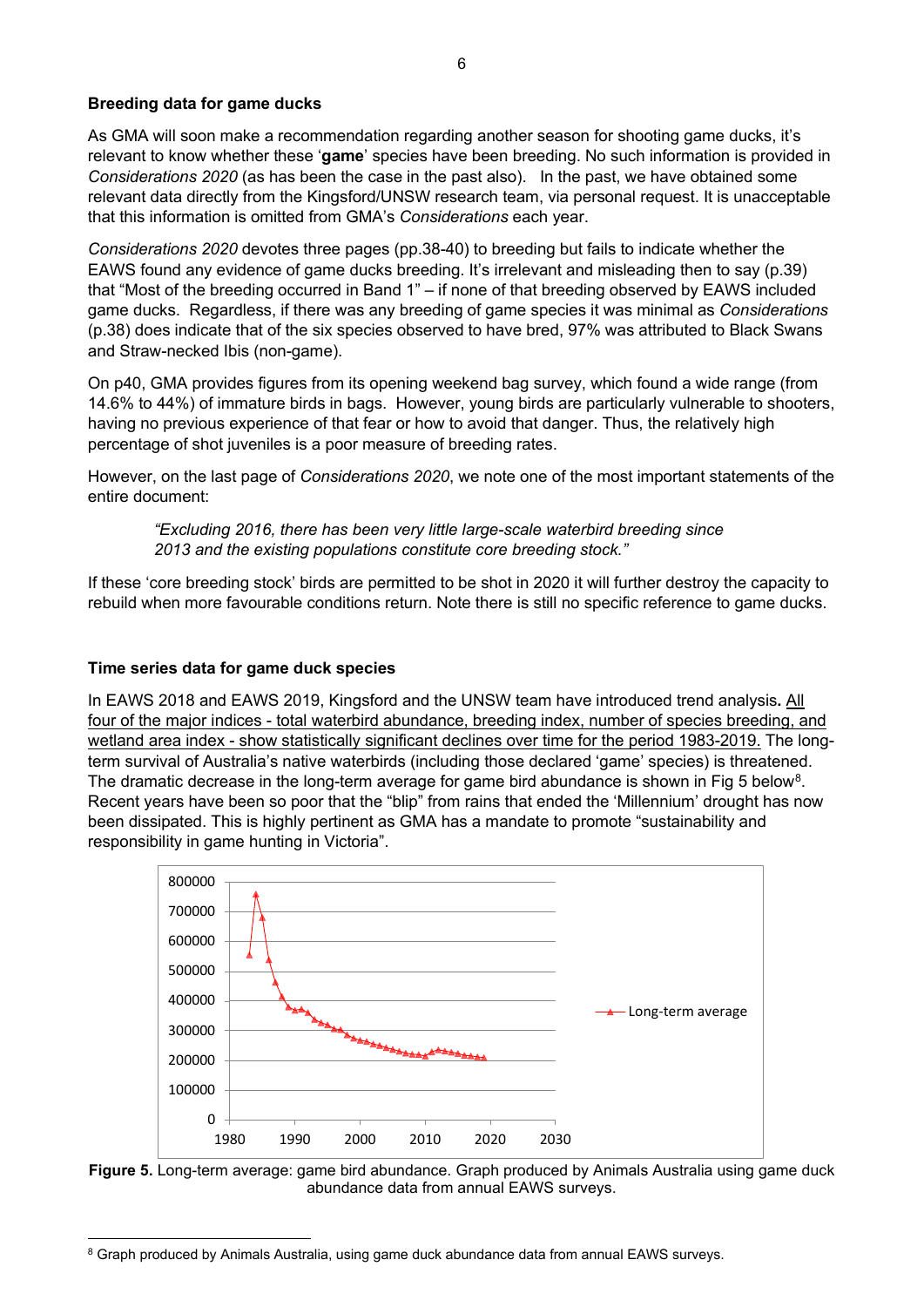### Breeding data for game ducks

As GMA will soon make a recommendation regarding another season for shooting game ducks, it's relevant to know whether these '**game**' species have been breeding. No such information is provided in *Considerations 2020* (as has been the case in the past also). In the past, we have obtained some relevant data directly from the Kingsford/UNSW research team, via personal request. It is unacceptable that this information is omitted from GMA's *Considerations* each year.

*Considerations 2020* devotes three pages (pp.38-40) to breeding but fails to indicate whether the EAWS found any evidence of game ducks breeding. It's irrelevant and misleading then to say (p.39) that "Most of the breeding occurred in Band 1" – if none of that breeding observed by EAWS included game ducks. Regardless, if there was any breeding of game species it was minimal as *Considerations* (p.38) does indicate that of the six species observed to have bred, 97% was attributed to Black Swans and Straw-necked Ibis (non-game).

On p40, GMA provides figures from its opening weekend bag survey, which found a wide range (from 14.6% to 44%) of immature birds in bags. However, young birds are particularly vulnerable to shooters, having no previous experience of that fear or how to avoid that danger. Thus, the relatively high percentage of shot juveniles is a poor measure of breeding rates.

However, on the last page of *Considerations 2020*, we note one of the most important statements of the entire document:

> *"Excluding 2016, there has been very little large-scale waterbird breeding since 2013 and the existing populations constitute core breeding stock."*

If these 'core breeding stock' birds are permitted to be shot in 2020 it will further destroy the capacity to rebuild when more favourable conditions return. Note there is still no specific reference to game ducks.

### Time series data for game duck species

In EAWS 2018 and EAWS 2019, Kingsford and the UNSW team have introduced trend analysis**.** <u>All four of the major indices - total waterbird abundance, breeding index, number of species breeding, and wetland area index - show statistically significant declines over time for the period 1983-2019.</u> The long-term survival of Australia's native waterbirds (including those declared 'game' species) is threatened. The dramatic decrease in the long-term average for game bird abundance is shown in Fig 5 below[8]. Recent years have been so poor that the "blip" from rains that ended the 'Millennium' drought has now been dissipated. This is highly pertinent as GMA has a mandate to promote "sustainability and responsibility in game hunting in Victoria".

**Figure 5.** Long-term average: game bird abundance. Graph produced by Animals Australia using game duck abundance data from annual EAWS surveys.

[8] Graph produced by Animals Australia, using game duck abundance data from annual EAWS surveys.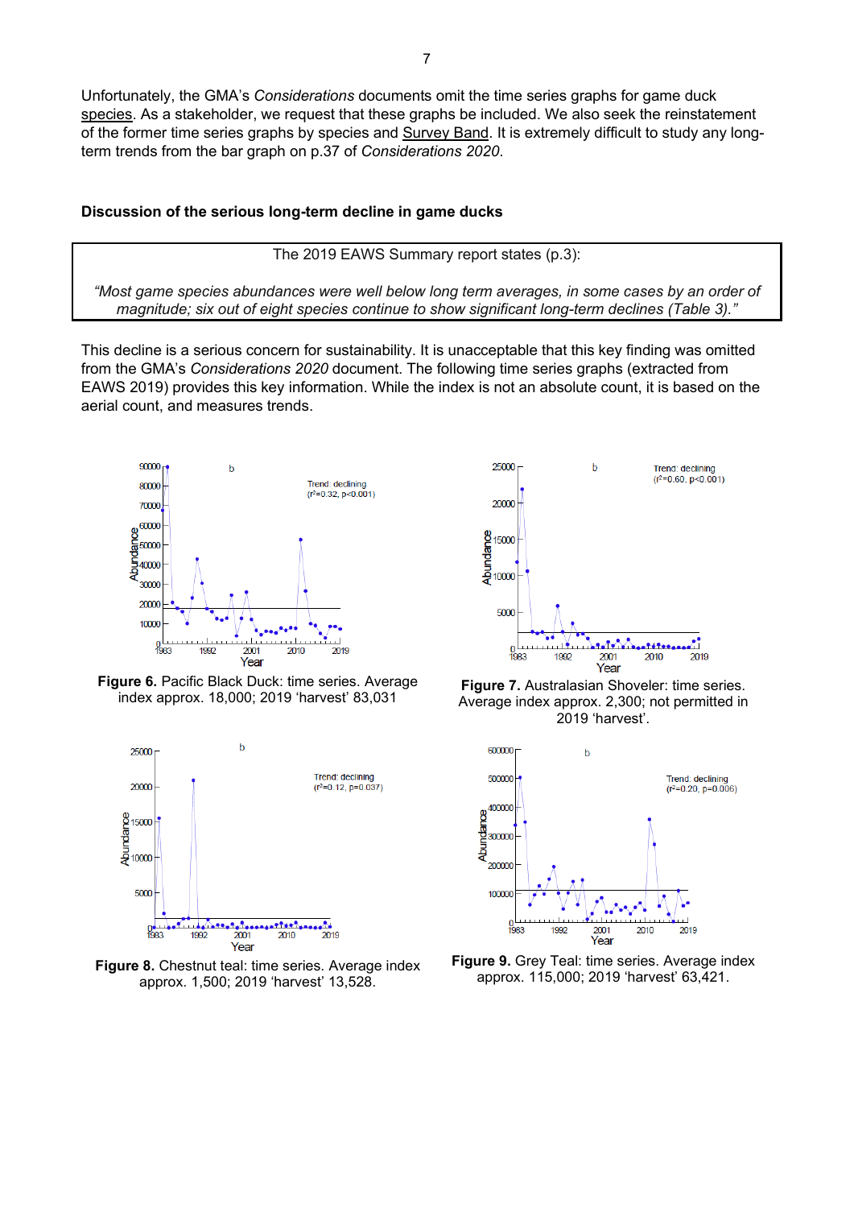Unfortunately, the GMA's *Considerations* documents omit the time series graphs for game duck species. As a stakeholder, we request that these graphs be included. We also seek the reinstatement of the former time series graphs by species and Survey Band. It is extremely difficult to study any long-term trends from the bar graph on p.37 of *Considerations 2020*.

### Discussion of the serious long-term decline in game ducks

> The 2019 EAWS Summary report states (p.3):
>
> *"Most game species abundances were well below long term averages, in some cases by an order of magnitude; six out of eight species continue to show significant long-term declines (Table 3)."*

This decline is a serious concern for sustainability. It is unacceptable that this key finding was omitted from the GMA's *Considerations 2020* document. The following time series graphs (extracted from EAWS 2019) provides this key information. While the index is not an absolute count, it is based on the aerial count, and measures trends.

**Figure 6.** Pacific Black Duck: time series. Average index approx. 18,000; 2019 'harvest' 83,031

**Figure 7.** Australasian Shoveler: time series. Average index approx. 2,300; not permitted in 2019 'harvest'.

**Figure 8.** Chestnut teal: time series. Average index approx. 1,500; 2019 'harvest' 13,528.

**Figure 9.** Grey Teal: time series. Average index approx. 115,000; 2019 'harvest' 63,421.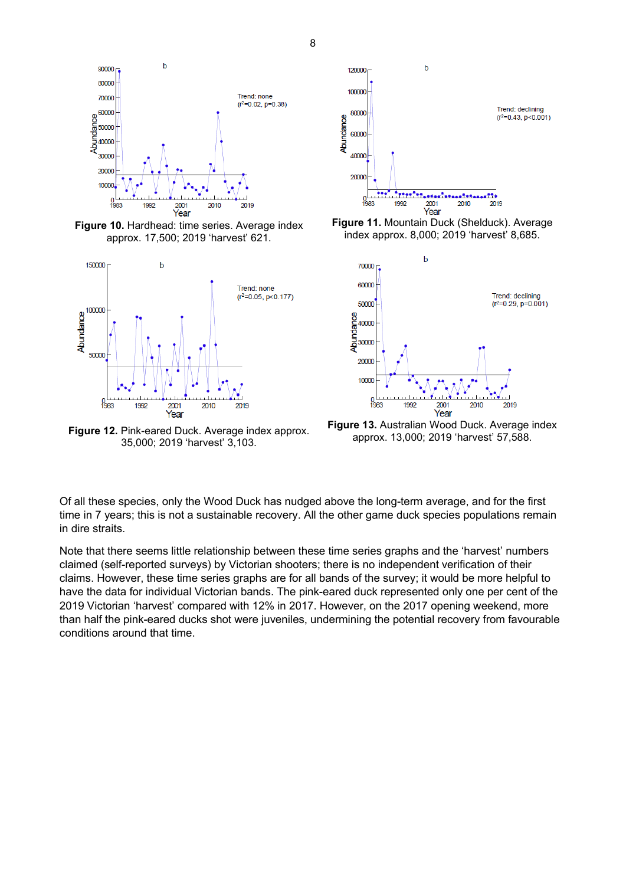**Figure 10.** Hardhead: time series. Average index approx. 17,500; 2019 'harvest' 621.

**Figure 11.** Mountain Duck (Shelduck). Average index approx. 8,000; 2019 'harvest' 8,685.

**Figure 12.** Pink-eared Duck. Average index approx. 35,000; 2019 'harvest' 3,103.

**Figure 13.** Australian Wood Duck. Average index approx. 13,000; 2019 'harvest' 57,588.

Of all these species, only the Wood Duck has nudged above the long-term average, and for the first time in 7 years; this is not a sustainable recovery. All the other game duck species populations remain in dire straits.

Note that there seems little relationship between these time series graphs and the 'harvest' numbers claimed (self-reported surveys) by Victorian shooters; there is no independent verification of their claims. However, these time series graphs are for all bands of the survey; it would be more helpful to have the data for individual Victorian bands. The pink-eared duck represented only one per cent of the 2019 Victorian 'harvest' compared with 12% in 2017. However, on the 2017 opening weekend, more than half the pink-eared ducks shot were juveniles, undermining the potential recovery from favourable conditions around that time.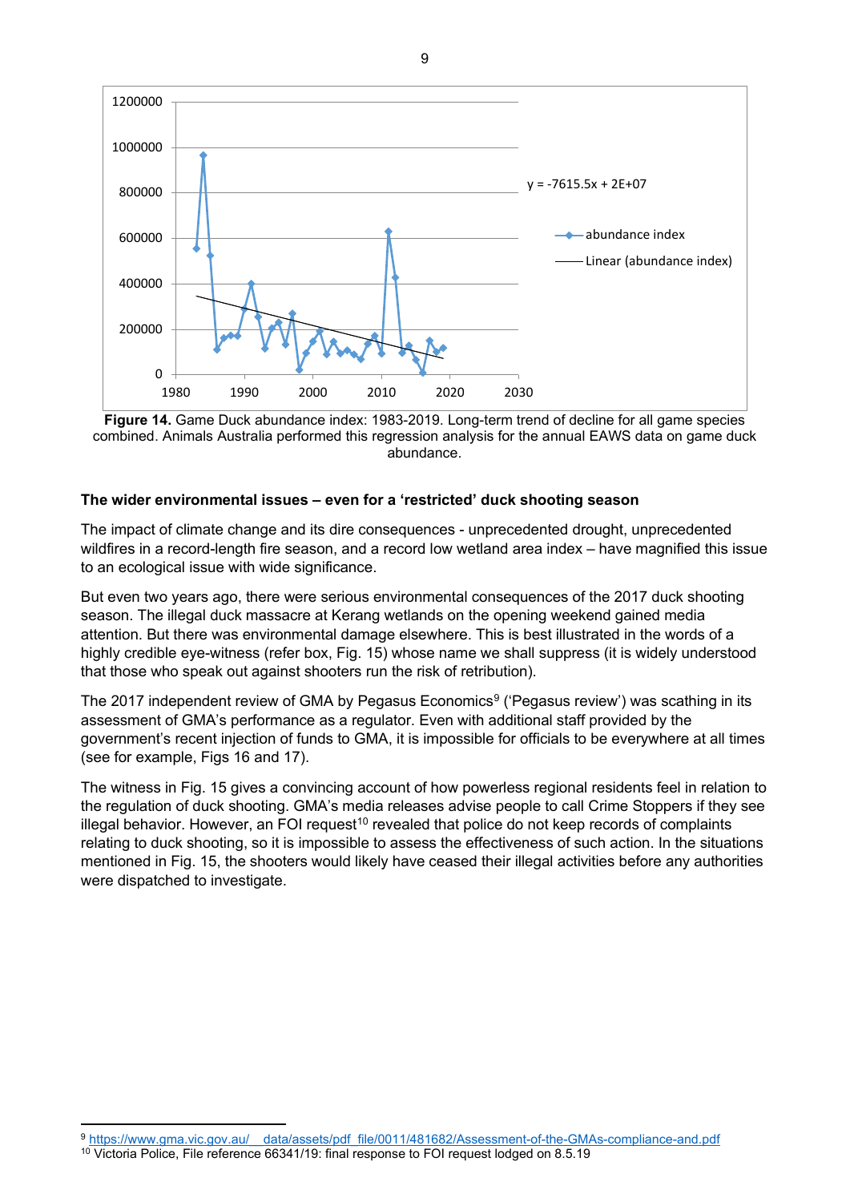**Figure 14.** Game Duck abundance index: 1983-2019. Long-term trend of decline for all game species combined. Animals Australia performed this regression analysis for the annual EAWS data on game duck abundance.

**The wider environmental issues – even for a 'restricted' duck shooting season**

The impact of climate change and its dire consequences - unprecedented drought, unprecedented wildfires in a record-length fire season, and a record low wetland area index – have magnified this issue to an ecological issue with wide significance.

But even two years ago, there were serious environmental consequences of the 2017 duck shooting season. The illegal duck massacre at Kerang wetlands on the opening weekend gained media attention. But there was environmental damage elsewhere. This is best illustrated in the words of a highly credible eye-witness (refer box, Fig. 15) whose name we shall suppress (it is widely understood that those who speak out against shooters run the risk of retribution).

The 2017 independent review of GMA by Pegasus Economics[9] ('Pegasus review') was scathing in its assessment of GMA's performance as a regulator. Even with additional staff provided by the government's recent injection of funds to GMA, it is impossible for officials to be everywhere at all times (see for example, Figs 16 and 17).

The witness in Fig. 15 gives a convincing account of how powerless regional residents feel in relation to the regulation of duck shooting. GMA's media releases advise people to call Crime Stoppers if they see illegal behavior. However, an FOI request[10] revealed that police do not keep records of complaints relating to duck shooting, so it is impossible to assess the effectiveness of such action. In the situations mentioned in Fig. 15, the shooters would likely have ceased their illegal activities before any authorities were dispatched to investigate.

[9] https://www.gma.vic.gov.au/__data/assets/pdf_file/0011/481682/Assessment-of-the-GMAs-compliance-and.pdf

[10] Victoria Police, File reference 66341/19: final response to FOI request lodged on 8.5.19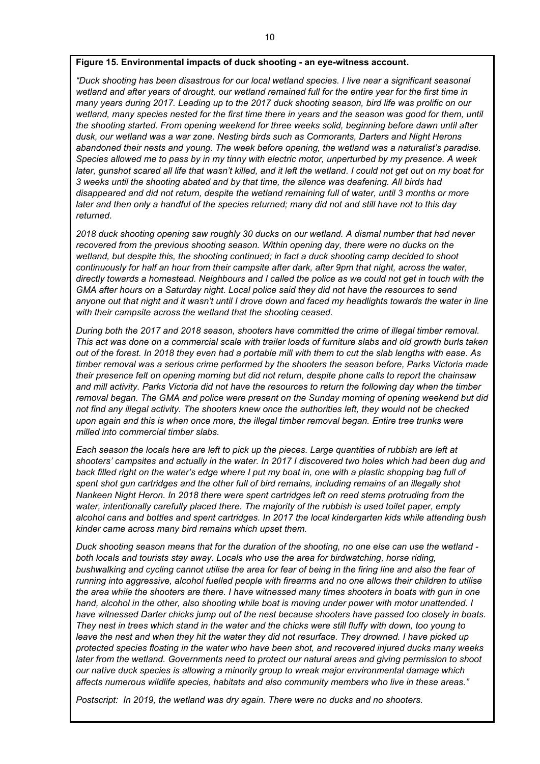**Figure 15. Environmental impacts of duck shooting - an eye-witness account.**

*"Duck shooting has been disastrous for our local wetland species. I live near a significant seasonal wetland and after years of drought, our wetland remained full for the entire year for the first time in many years during 2017. Leading up to the 2017 duck shooting season, bird life was prolific on our wetland, many species nested for the first time there in years and the season was good for them, until the shooting started. From opening weekend for three weeks solid, beginning before dawn until after dusk, our wetland was a war zone. Nesting birds such as Cormorants, Darters and Night Herons abandoned their nests and young. The week before opening, the wetland was a naturalist's paradise. Species allowed me to pass by in my tinny with electric motor, unperturbed by my presence. A week later, gunshot scared all life that wasn't killed, and it left the wetland. I could not get out on my boat for 3 weeks until the shooting abated and by that time, the silence was deafening. All birds had disappeared and did not return, despite the wetland remaining full of water, until 3 months or more later and then only a handful of the species returned; many did not and still have not to this day returned.*

*2018 duck shooting opening saw roughly 30 ducks on our wetland. A dismal number that had never recovered from the previous shooting season. Within opening day, there were no ducks on the wetland, but despite this, the shooting continued; in fact a duck shooting camp decided to shoot continuously for half an hour from their campsite after dark, after 9pm that night, across the water, directly towards a homestead. Neighbours and I called the police as we could not get in touch with the GMA after hours on a Saturday night. Local police said they did not have the resources to send anyone out that night and it wasn't until I drove down and faced my headlights towards the water in line with their campsite across the wetland that the shooting ceased.*

*During both the 2017 and 2018 season, shooters have committed the crime of illegal timber removal. This act was done on a commercial scale with trailer loads of furniture slabs and old growth burls taken out of the forest. In 2018 they even had a portable mill with them to cut the slab lengths with ease. As timber removal was a serious crime performed by the shooters the season before, Parks Victoria made their presence felt on opening morning but did not return, despite phone calls to report the chainsaw and mill activity. Parks Victoria did not have the resources to return the following day when the timber removal began. The GMA and police were present on the Sunday morning of opening weekend but did not find any illegal activity. The shooters knew once the authorities left, they would not be checked upon again and this is when once more, the illegal timber removal began. Entire tree trunks were milled into commercial timber slabs.*

*Each season the locals here are left to pick up the pieces. Large quantities of rubbish are left at shooters' campsites and actually in the water. In 2017 I discovered two holes which had been dug and back filled right on the water's edge where I put my boat in, one with a plastic shopping bag full of spent shot gun cartridges and the other full of bird remains, including remains of an illegally shot Nankeen Night Heron. In 2018 there were spent cartridges left on reed stems protruding from the water, intentionally carefully placed there. The majority of the rubbish is used toilet paper, empty alcohol cans and bottles and spent cartridges. In 2017 the local kindergarten kids while attending bush kinder came across many bird remains which upset them.*

*Duck shooting season means that for the duration of the shooting, no one else can use the wetland - both locals and tourists stay away. Locals who use the area for birdwatching, horse riding, bushwalking and cycling cannot utilise the area for fear of being in the firing line and also the fear of running into aggressive, alcohol fuelled people with firearms and no one allows their children to utilise the area while the shooters are there. I have witnessed many times shooters in boats with gun in one hand, alcohol in the other, also shooting while boat is moving under power with motor unattended. I have witnessed Darter chicks jump out of the nest because shooters have passed too closely in boats. They nest in trees which stand in the water and the chicks were still fluffy with down, too young to leave the nest and when they hit the water they did not resurface. They drowned. I have picked up protected species floating in the water who have been shot, and recovered injured ducks many weeks later from the wetland. Governments need to protect our natural areas and giving permission to shoot our native duck species is allowing a minority group to wreak major environmental damage which affects numerous wildlife species, habitats and also community members who live in these areas."*

*Postscript: In 2019, the wetland was dry again. There were no ducks and no shooters.*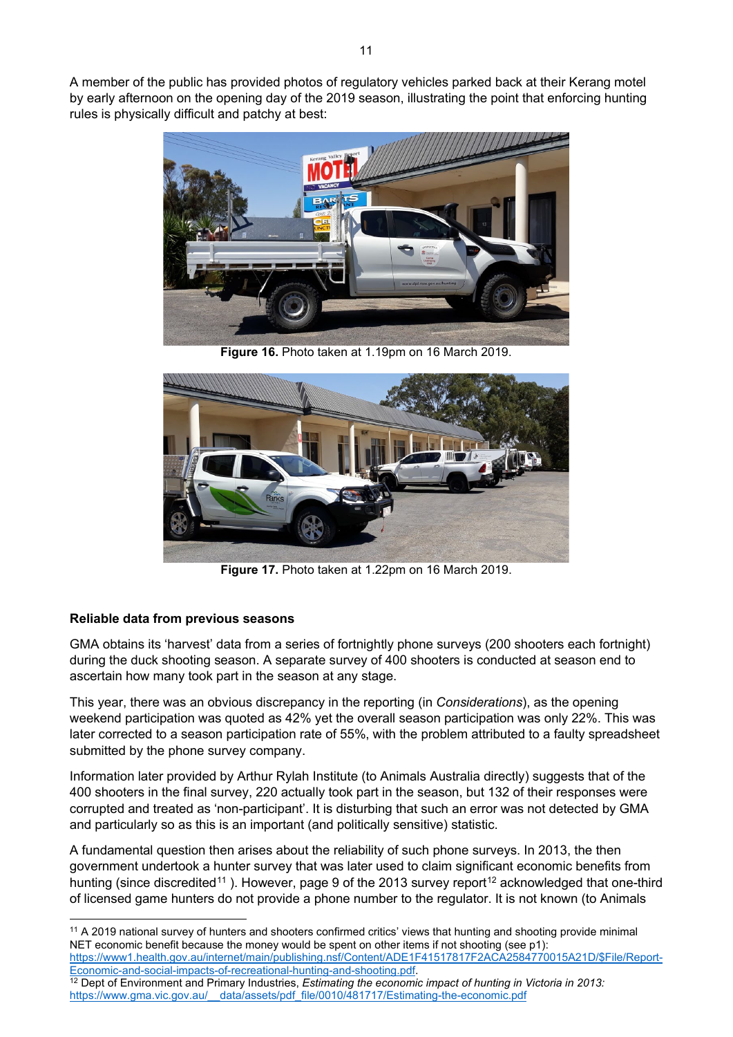A member of the public has provided photos of regulatory vehicles parked back at their Kerang motel by early afternoon on the opening day of the 2019 season, illustrating the point that enforcing hunting rules is physically difficult and patchy at best:

**Figure 16.** Photo taken at 1.19pm on 16 March 2019.

**Figure 17.** Photo taken at 1.22pm on 16 March 2019.

**Reliable data from previous seasons**

GMA obtains its 'harvest' data from a series of fortnightly phone surveys (200 shooters each fortnight) during the duck shooting season. A separate survey of 400 shooters is conducted at season end to ascertain how many took part in the season at any stage.

This year, there was an obvious discrepancy in the reporting (in *Considerations*), as the opening weekend participation was quoted as 42% yet the overall season participation was only 22%. This was later corrected to a season participation rate of 55%, with the problem attributed to a faulty spreadsheet submitted by the phone survey company.

Information later provided by Arthur Rylah Institute (to Animals Australia directly) suggests that of the 400 shooters in the final survey, 220 actually took part in the season, but 132 of their responses were corrupted and treated as 'non-participant'. It is disturbing that such an error was not detected by GMA and particularly so as this is an important (and politically sensitive) statistic.

A fundamental question then arises about the reliability of such phone surveys. In 2013, the then government undertook a hunter survey that was later used to claim significant economic benefits from hunting (since discredited[11] ). However, page 9 of the 2013 survey report[12] acknowledged that one-third of licensed game hunters do not provide a phone number to the regulator. It is not known (to Animals

---

[11] A 2019 national survey of hunters and shooters confirmed critics' views that hunting and shooting provide minimal NET economic benefit because the money would be spent on other items if not shooting (see p1): https://www1.health.gov.au/internet/main/publishing.nsf/Content/ADE1F41517817F2ACA2584770015A21D/$File/Report-Economic-and-social-impacts-of-recreational-hunting-and-shooting.pdf.

[12] Dept of Environment and Primary Industries, *Estimating the economic impact of hunting in Victoria in 2013:* https://www.gma.vic.gov.au/__data/assets/pdf_file/0010/481717/Estimating-the-economic.pdf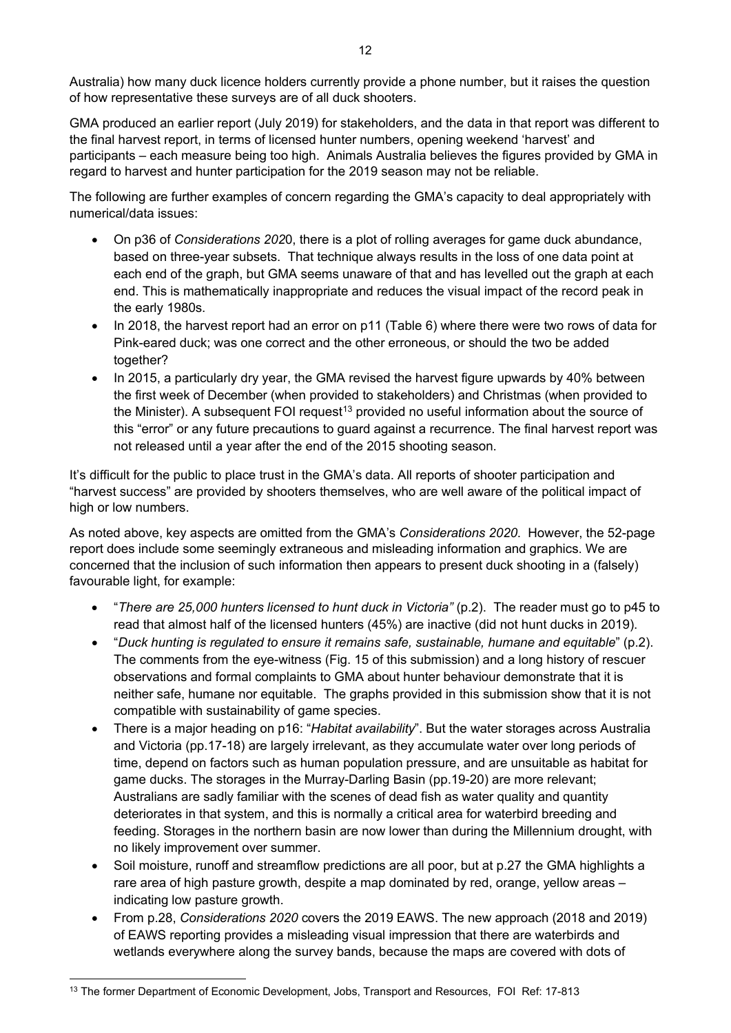Australia) how many duck licence holders currently provide a phone number, but it raises the question of how representative these surveys are of all duck shooters.

GMA produced an earlier report (July 2019) for stakeholders, and the data in that report was different to the final harvest report, in terms of licensed hunter numbers, opening weekend 'harvest' and participants – each measure being too high. Animals Australia believes the figures provided by GMA in regard to harvest and hunter participation for the 2019 season may not be reliable.

The following are further examples of concern regarding the GMA's capacity to deal appropriately with numerical/data issues:

- On p36 of *Considerations 2020*, there is a plot of rolling averages for game duck abundance, based on three-year subsets. That technique always results in the loss of one data point at each end of the graph, but GMA seems unaware of that and has levelled out the graph at each end. This is mathematically inappropriate and reduces the visual impact of the record peak in the early 1980s.
- In 2018, the harvest report had an error on p11 (Table 6) where there were two rows of data for Pink-eared duck; was one correct and the other erroneous, or should the two be added together?
- In 2015, a particularly dry year, the GMA revised the harvest figure upwards by 40% between the first week of December (when provided to stakeholders) and Christmas (when provided to the Minister). A subsequent FOI request[13] provided no useful information about the source of this "error" or any future precautions to guard against a recurrence. The final harvest report was not released until a year after the end of the 2015 shooting season.

It's difficult for the public to place trust in the GMA's data. All reports of shooter participation and "harvest success" are provided by shooters themselves, who are well aware of the political impact of high or low numbers.

As noted above, key aspects are omitted from the GMA's *Considerations 2020*. However, the 52-page report does include some seemingly extraneous and misleading information and graphics. We are concerned that the inclusion of such information then appears to present duck shooting in a (falsely) favourable light, for example:

- "*There are 25,000 hunters licensed to hunt duck in Victoria"* (p.2). The reader must go to p45 to read that almost half of the licensed hunters (45%) are inactive (did not hunt ducks in 2019).
- "*Duck hunting is regulated to ensure it remains safe, sustainable, humane and equitable*" (p.2). The comments from the eye-witness (Fig. 15 of this submission) and a long history of rescuer observations and formal complaints to GMA about hunter behaviour demonstrate that it is neither safe, humane nor equitable. The graphs provided in this submission show that it is not compatible with sustainability of game species.
- There is a major heading on p16: "*Habitat availability*". But the water storages across Australia and Victoria (pp.17-18) are largely irrelevant, as they accumulate water over long periods of time, depend on factors such as human population pressure, and are unsuitable as habitat for game ducks. The storages in the Murray-Darling Basin (pp.19-20) are more relevant; Australians are sadly familiar with the scenes of dead fish as water quality and quantity deteriorates in that system, and this is normally a critical area for waterbird breeding and feeding. Storages in the northern basin are now lower than during the Millennium drought, with no likely improvement over summer.
- Soil moisture, runoff and streamflow predictions are all poor, but at p.27 the GMA highlights a rare area of high pasture growth, despite a map dominated by red, orange, yellow areas – indicating low pasture growth.
- From p.28, *Considerations 2020* covers the 2019 EAWS. The new approach (2018 and 2019) of EAWS reporting provides a misleading visual impression that there are waterbirds and wetlands everywhere along the survey bands, because the maps are covered with dots of

[13] The former Department of Economic Development, Jobs, Transport and Resources, FOI Ref: 17-813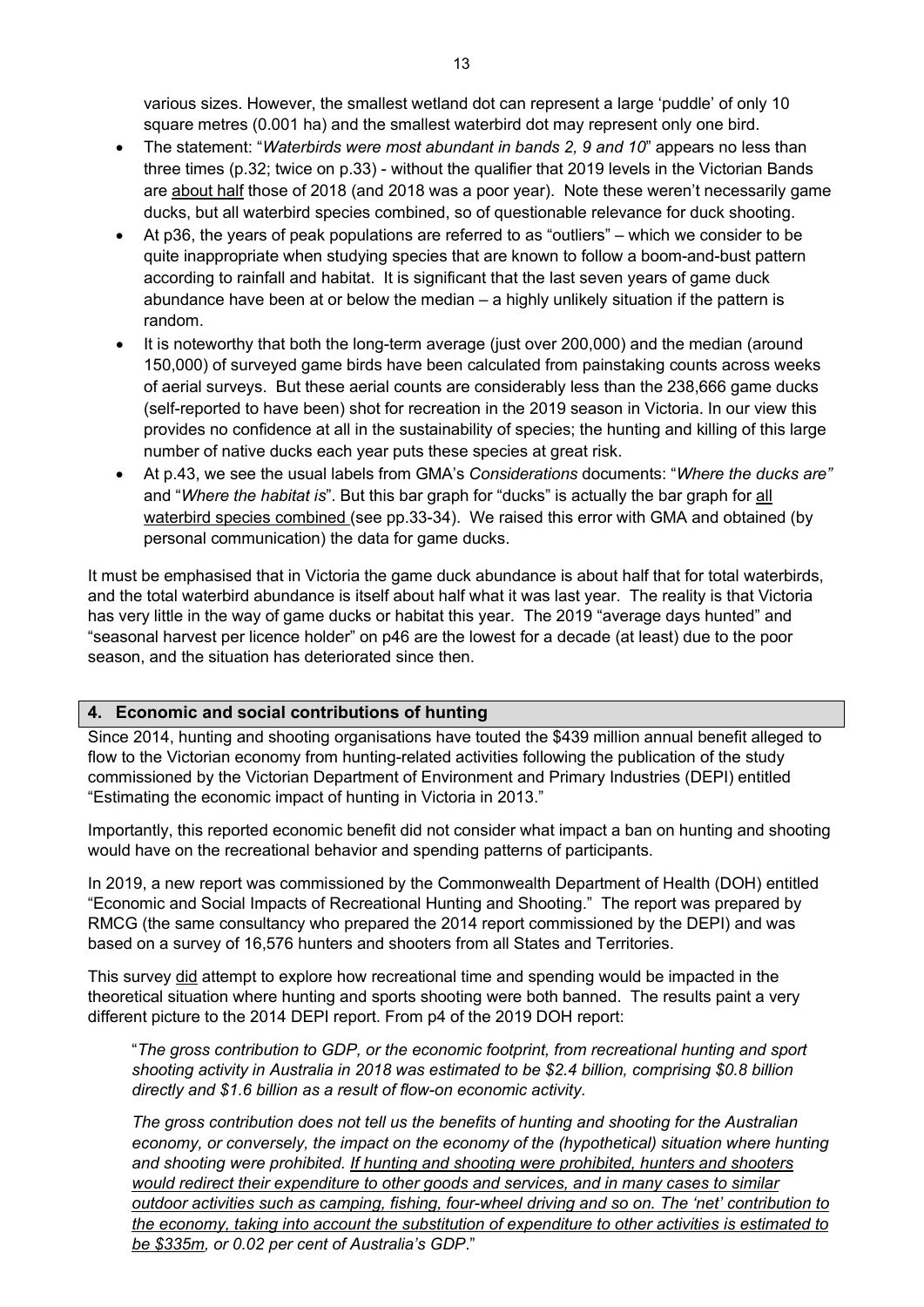various sizes. However, the smallest wetland dot can represent a large 'puddle' of only 10 square metres (0.001 ha) and the smallest waterbird dot may represent only one bird.

- The statement: "*Waterbirds were most abundant in bands 2, 9 and 10*" appears no less than three times (p.32; twice on p.33) - without the qualifier that 2019 levels in the Victorian Bands are <u>about half</u> those of 2018 (and 2018 was a poor year). Note these weren't necessarily game ducks, but all waterbird species combined, so of questionable relevance for duck shooting.
- At p36, the years of peak populations are referred to as "outliers" – which we consider to be quite inappropriate when studying species that are known to follow a boom-and-bust pattern according to rainfall and habitat. It is significant that the last seven years of game duck abundance have been at or below the median – a highly unlikely situation if the pattern is random.
- It is noteworthy that both the long-term average (just over 200,000) and the median (around 150,000) of surveyed game birds have been calculated from painstaking counts across weeks of aerial surveys. But these aerial counts are considerably less than the 238,666 game ducks (self-reported to have been) shot for recreation in the 2019 season in Victoria. In our view this provides no confidence at all in the sustainability of species; the hunting and killing of this large number of native ducks each year puts these species at great risk.
- At p.43, we see the usual labels from GMA's *Considerations* documents: "*Where the ducks are"* and "*Where the habitat is*". But this bar graph for "ducks" is actually the bar graph for <u>all waterbird species combined</u> (see pp.33-34). We raised this error with GMA and obtained (by personal communication) the data for game ducks.

It must be emphasised that in Victoria the game duck abundance is about half that for total waterbirds, and the total waterbird abundance is itself about half what it was last year. The reality is that Victoria has very little in the way of game ducks or habitat this year. The 2019 "average days hunted" and "seasonal harvest per licence holder" on p46 are the lowest for a decade (at least) due to the poor season, and the situation has deteriorated since then.

## 4. Economic and social contributions of hunting

Since 2014, hunting and shooting organisations have touted the $439 million annual benefit alleged to flow to the Victorian economy from hunting-related activities following the publication of the study commissioned by the Victorian Department of Environment and Primary Industries (DEPI) entitled "Estimating the economic impact of hunting in Victoria in 2013."

Importantly, this reported economic benefit did not consider what impact a ban on hunting and shooting would have on the recreational behavior and spending patterns of participants.

In 2019, a new report was commissioned by the Commonwealth Department of Health (DOH) entitled "Economic and Social Impacts of Recreational Hunting and Shooting." The report was prepared by RMCG (the same consultancy who prepared the 2014 report commissioned by the DEPI) and was based on a survey of 16,576 hunters and shooters from all States and Territories.

This survey <u>did</u> attempt to explore how recreational time and spending would be impacted in the theoretical situation where hunting and sports shooting were both banned. The results paint a very different picture to the 2014 DEPI report. From p4 of the 2019 DOH report:

> "*The gross contribution to GDP, or the economic footprint, from recreational hunting and sport shooting activity in Australia in 2018 was estimated to be $2.4 billion, comprising $0.8 billion directly and $1.6 billion as a result of flow-on economic activity.*
>
> *The gross contribution does not tell us the benefits of hunting and shooting for the Australian economy, or conversely, the impact on the economy of the (hypothetical) situation where hunting and shooting were prohibited. <u>If hunting and shooting were prohibited, hunters and shooters would redirect their expenditure to other goods and services, and in many cases to similar outdoor activities such as camping, fishing, four-wheel driving and so on. The 'net' contribution to the economy, taking into account the substitution of expenditure to other activities is estimated to be $335m</u>, or 0.02 per cent of Australia's GDP*."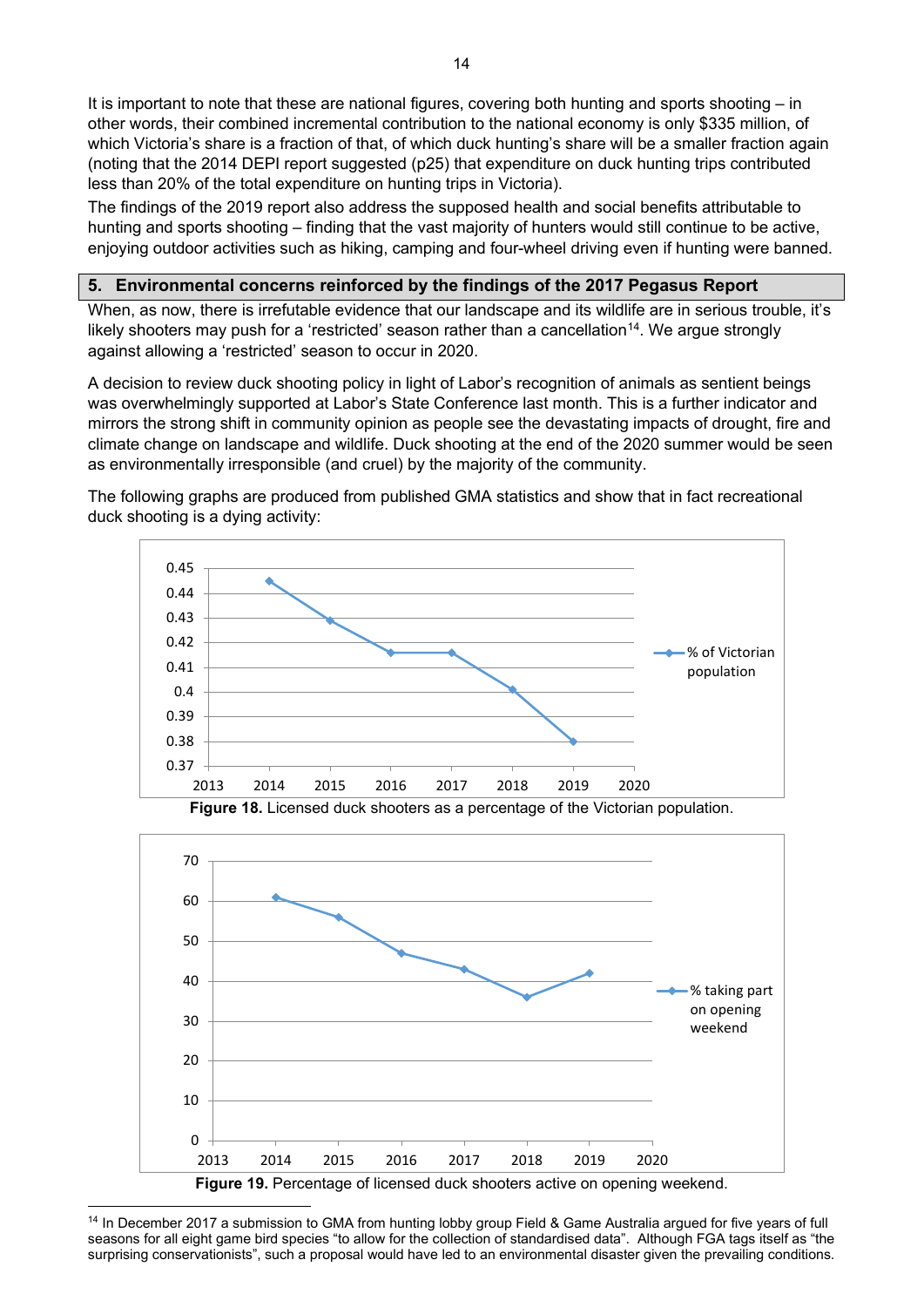It is important to note that these are national figures, covering both hunting and sports shooting – in other words, their combined incremental contribution to the national economy is only $335 million, of which Victoria's share is a fraction of that, of which duck hunting's share will be a smaller fraction again (noting that the 2014 DEPI report suggested (p25) that expenditure on duck hunting trips contributed less than 20% of the total expenditure on hunting trips in Victoria).

The findings of the 2019 report also address the supposed health and social benefits attributable to hunting and sports shooting – finding that the vast majority of hunters would still continue to be active, enjoying outdoor activities such as hiking, camping and four-wheel driving even if hunting were banned.

## 5. Environmental concerns reinforced by the findings of the 2017 Pegasus Report

When, as now, there is irrefutable evidence that our landscape and its wildlife are in serious trouble, it's likely shooters may push for a 'restricted' season rather than a cancellation[14]. We argue strongly against allowing a 'restricted' season to occur in 2020.

A decision to review duck shooting policy in light of Labor's recognition of animals as sentient beings was overwhelmingly supported at Labor's State Conference last month. This is a further indicator and mirrors the strong shift in community opinion as people see the devastating impacts of drought, fire and climate change on landscape and wildlife. Duck shooting at the end of the 2020 summer would be seen as environmentally irresponsible (and cruel) by the majority of the community.

The following graphs are produced from published GMA statistics and show that in fact recreational duck shooting is a dying activity:

**Figure 18.** Licensed duck shooters as a percentage of the Victorian population.

**Figure 19.** Percentage of licensed duck shooters active on opening weekend.

---

[14] In December 2017 a submission to GMA from hunting lobby group Field & Game Australia argued for five years of full seasons for all eight game bird species "to allow for the collection of standardised data". Although FGA tags itself as "the surprising conservationists", such a proposal would have led to an environmental disaster given the prevailing conditions.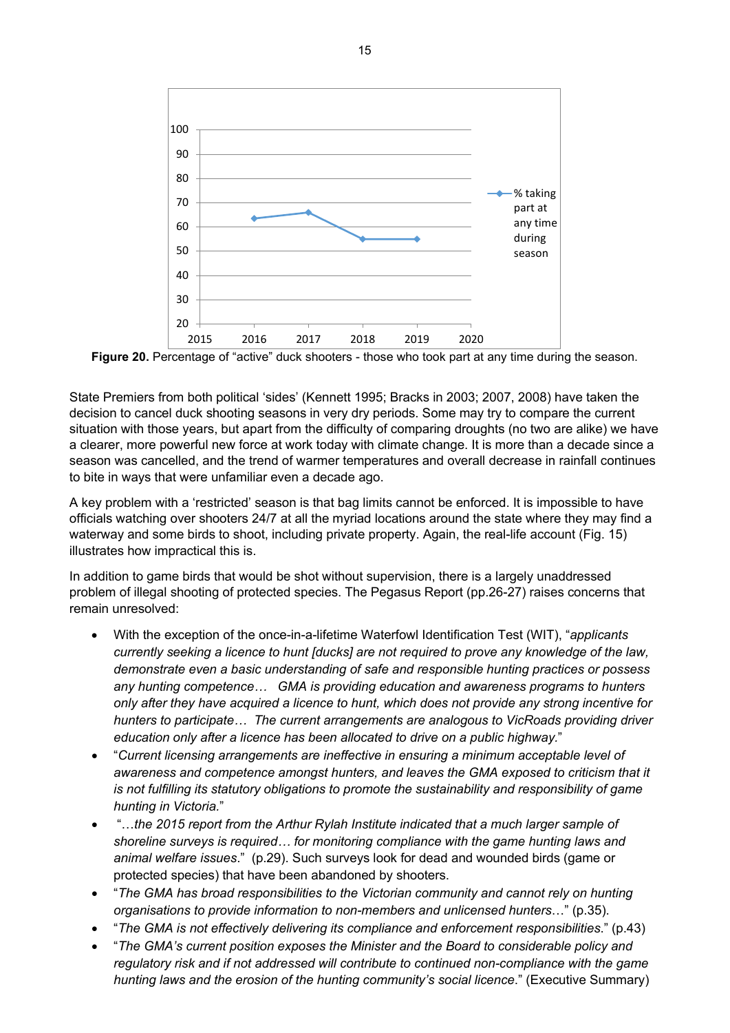**Figure 20.** Percentage of “active” duck shooters - those who took part at any time during the season.

State Premiers from both political ‘sides’ (Kennett 1995; Bracks in 2003; 2007, 2008) have taken the decision to cancel duck shooting seasons in very dry periods. Some may try to compare the current situation with those years, but apart from the difficulty of comparing droughts (no two are alike) we have a clearer, more powerful new force at work today with climate change. It is more than a decade since a season was cancelled, and the trend of warmer temperatures and overall decrease in rainfall continues to bite in ways that were unfamiliar even a decade ago.

A key problem with a ‘restricted’ season is that bag limits cannot be enforced. It is impossible to have officials watching over shooters 24/7 at all the myriad locations around the state where they may find a waterway and some birds to shoot, including private property. Again, the real-life account (Fig. 15) illustrates how impractical this is.

In addition to game birds that would be shot without supervision, there is a largely unaddressed problem of illegal shooting of protected species. The Pegasus Report (pp.26-27) raises concerns that remain unresolved:

- With the exception of the once-in-a-lifetime Waterfowl Identification Test (WIT), “*applicants currently seeking a licence to hunt [ducks] are not required to prove any knowledge of the law, demonstrate even a basic understanding of safe and responsible hunting practices or possess any hunting competence… GMA is providing education and awareness programs to hunters only after they have acquired a licence to hunt, which does not provide any strong incentive for hunters to participate… The current arrangements are analogous to VicRoads providing driver education only after a licence has been allocated to drive on a public highway*.”
- “*Current licensing arrangements are ineffective in ensuring a minimum acceptable level of awareness and competence amongst hunters, and leaves the GMA exposed to criticism that it is not fulfilling its statutory obligations to promote the sustainability and responsibility of game hunting in Victoria.*”
- “*…the 2015 report from the Arthur Rylah Institute indicated that a much larger sample of shoreline surveys is required… for monitoring compliance with the game hunting laws and animal welfare issues*.” (p.29). Such surveys look for dead and wounded birds (game or protected species) that have been abandoned by shooters.
- “*The GMA has broad responsibilities to the Victorian community and cannot rely on hunting organisations to provide information to non-members and unlicensed hunters*…” (p.35).
- “*The GMA is not effectively delivering its compliance and enforcement responsibilities*.” (p.43)
- “*The GMA’s current position exposes the Minister and the Board to considerable policy and regulatory risk and if not addressed will contribute to continued non-compliance with the game hunting laws and the erosion of the hunting community’s social licence*.” (Executive Summary)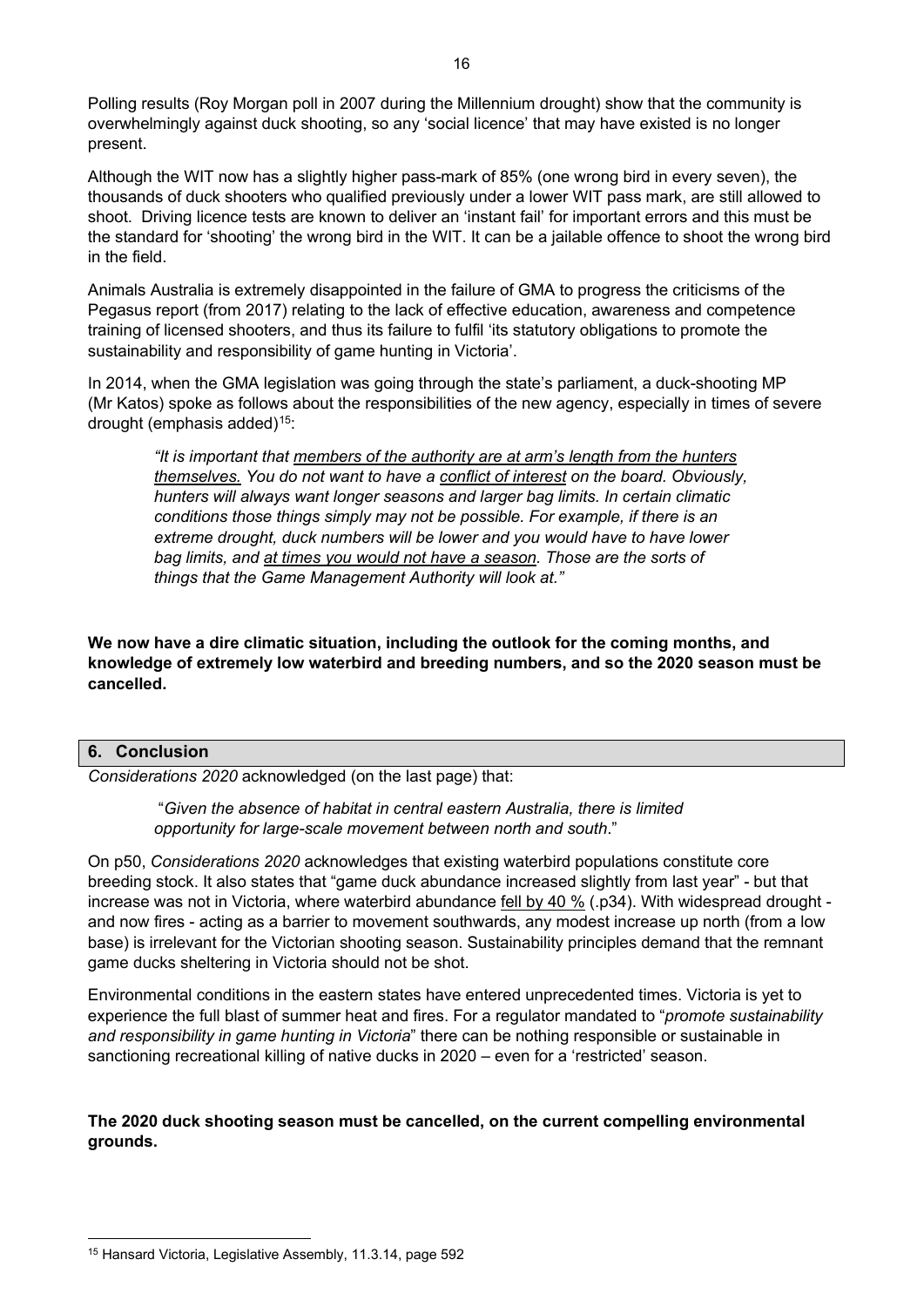Polling results (Roy Morgan poll in 2007 during the Millennium drought) show that the community is overwhelmingly against duck shooting, so any 'social licence' that may have existed is no longer present.

Although the WIT now has a slightly higher pass-mark of 85% (one wrong bird in every seven), the thousands of duck shooters who qualified previously under a lower WIT pass mark, are still allowed to shoot. Driving licence tests are known to deliver an 'instant fail' for important errors and this must be the standard for 'shooting' the wrong bird in the WIT. It can be a jailable offence to shoot the wrong bird in the field.

Animals Australia is extremely disappointed in the failure of GMA to progress the criticisms of the Pegasus report (from 2017) relating to the lack of effective education, awareness and competence training of licensed shooters, and thus its failure to fulfil 'its statutory obligations to promote the sustainability and responsibility of game hunting in Victoria'.

In 2014, when the GMA legislation was going through the state's parliament, a duck-shooting MP (Mr Katos) spoke as follows about the responsibilities of the new agency, especially in times of severe drought (emphasis added)[15]:

> *"It is important that <u>members of the authority are at arm's length from the hunters themselves.</u> You do not want to have a <u>conflict of interest</u> on the board. Obviously, hunters will always want longer seasons and larger bag limits. In certain climatic conditions those things simply may not be possible. For example, if there is an extreme drought, duck numbers will be lower and you would have to have lower bag limits, and <u>at times you would not have a season</u>. Those are the sorts of things that the Game Management Authority will look at."*

**We now have a dire climatic situation, including the outlook for the coming months, and knowledge of extremely low waterbird and breeding numbers, and so the 2020 season must be cancelled.**

## 6. Conclusion

*Considerations 2020* acknowledged (on the last page) that:

> "*Given the absence of habitat in central eastern Australia, there is limited opportunity for large-scale movement between north and south*."

On p50, *Considerations 2020* acknowledges that existing waterbird populations constitute core breeding stock. It also states that "game duck abundance increased slightly from last year" - but that increase was not in Victoria, where waterbird abundance <u>fell by 40 %</u> (.p34). With widespread drought - and now fires - acting as a barrier to movement southwards, any modest increase up north (from a low base) is irrelevant for the Victorian shooting season. Sustainability principles demand that the remnant game ducks sheltering in Victoria should not be shot.

Environmental conditions in the eastern states have entered unprecedented times. Victoria is yet to experience the full blast of summer heat and fires. For a regulator mandated to "*promote sustainability and responsibility in game hunting in Victoria*" there can be nothing responsible or sustainable in sanctioning recreational killing of native ducks in 2020 – even for a 'restricted' season.

**The 2020 duck shooting season must be cancelled, on the current compelling environmental grounds.**

---

[15] Hansard Victoria, Legislative Assembly, 11.3.14, page 592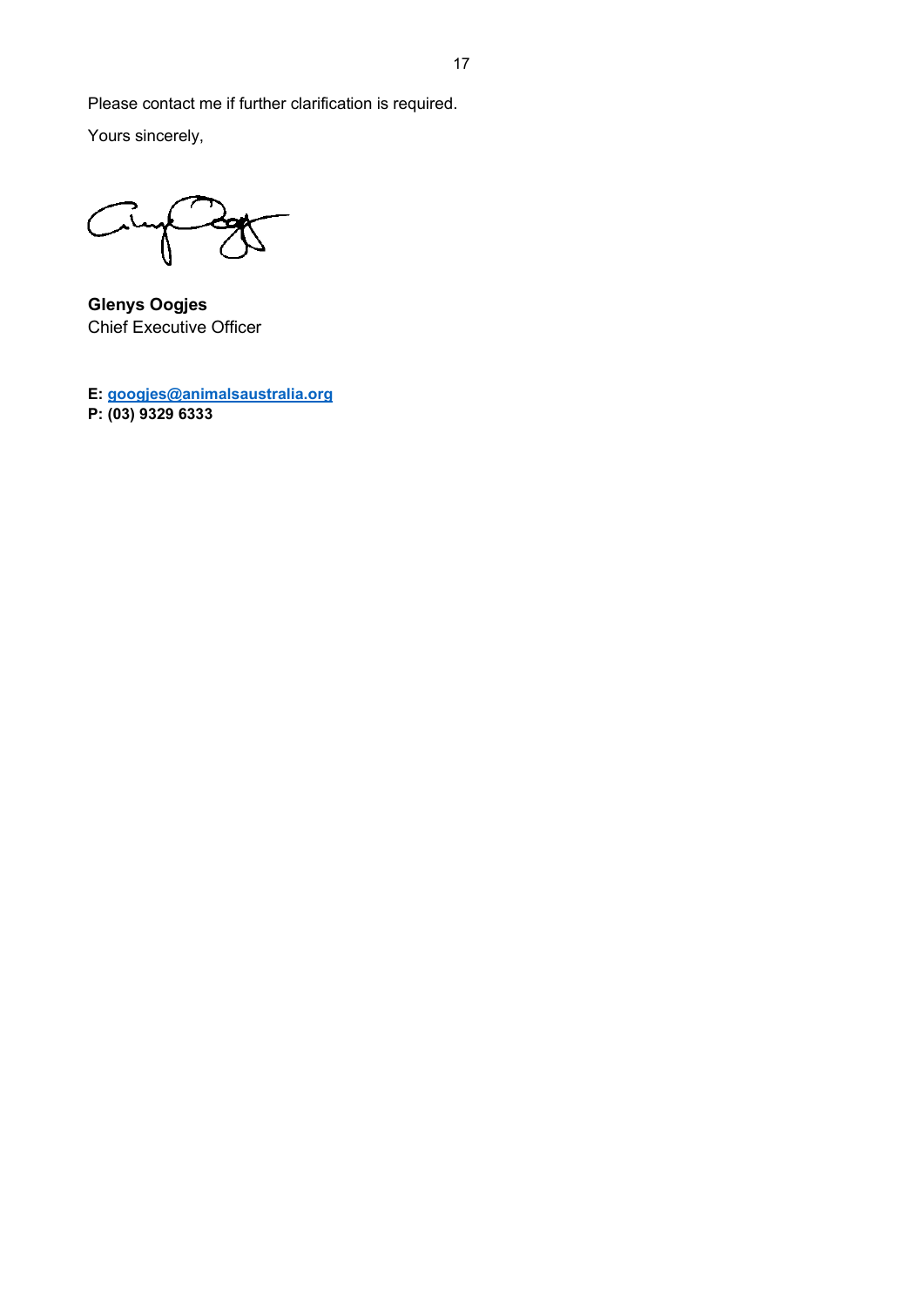Please contact me if further clarification is required.

Yours sincerely,

**Glenys Oogjes**
Chief Executive Officer

**E: googjes@animalsaustralia.org**
**P: (03) 9329 6333**